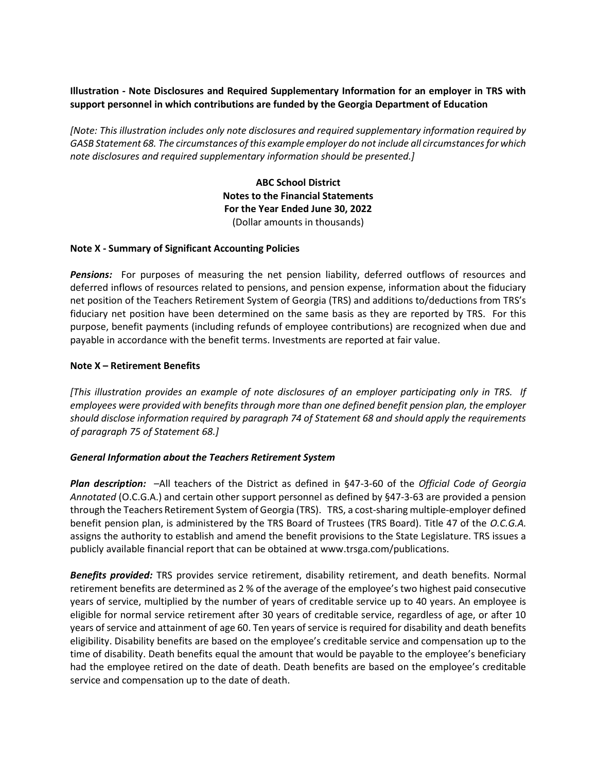**Illustration - Note Disclosures and Required Supplementary Information for an employer in TRS with support personnel in which contributions are funded by the Georgia Department of Education**

*[Note: This illustration includes only note disclosures and required supplementary information required by GASB Statement 68. The circumstances of this example employer do not include all circumstances for which note disclosures and required supplementary information should be presented.]*

**ABC School District**
**Notes to the Financial Statements**
**For the Year Ended June 30, 2022**
(Dollar amounts in thousands)

**Note X - Summary of Significant Accounting Policies**

***Pensions:*** For purposes of measuring the net pension liability, deferred outflows of resources and deferred inflows of resources related to pensions, and pension expense, information about the fiduciary net position of the Teachers Retirement System of Georgia (TRS) and additions to/deductions from TRS's fiduciary net position have been determined on the same basis as they are reported by TRS. For this purpose, benefit payments (including refunds of employee contributions) are recognized when due and payable in accordance with the benefit terms. Investments are reported at fair value.

**Note X – Retirement Benefits**

*[This illustration provides an example of note disclosures of an employer participating only in TRS. If employees were provided with benefits through more than one defined benefit pension plan, the employer should disclose information required by paragraph 74 of Statement 68 and should apply the requirements of paragraph 75 of Statement 68.]*

***General Information about the Teachers Retirement System***

***Plan description:*** –All teachers of the District as defined in §47-3-60 of the *Official Code of Georgia Annotated* (O.C.G.A.) and certain other support personnel as defined by §47-3-63 are provided a pension through the Teachers Retirement System of Georgia (TRS). TRS, a cost-sharing multiple-employer defined benefit pension plan, is administered by the TRS Board of Trustees (TRS Board). Title 47 of the *O.C.G.A.* assigns the authority to establish and amend the benefit provisions to the State Legislature. TRS issues a publicly available financial report that can be obtained at www.trsga.com/publications.

***Benefits provided:*** TRS provides service retirement, disability retirement, and death benefits. Normal retirement benefits are determined as 2 % of the average of the employee's two highest paid consecutive years of service, multiplied by the number of years of creditable service up to 40 years. An employee is eligible for normal service retirement after 30 years of creditable service, regardless of age, or after 10 years of service and attainment of age 60. Ten years of service is required for disability and death benefits eligibility. Disability benefits are based on the employee's creditable service and compensation up to the time of disability. Death benefits equal the amount that would be payable to the employee's beneficiary had the employee retired on the date of death. Death benefits are based on the employee's creditable service and compensation up to the date of death.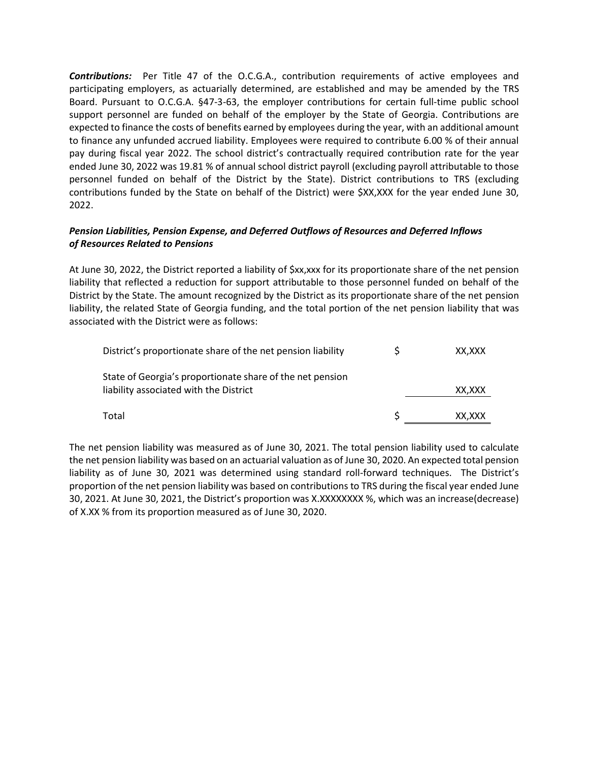***Contributions:*** Per Title 47 of the O.C.G.A., contribution requirements of active employees and participating employers, as actuarially determined, are established and may be amended by the TRS Board. Pursuant to O.C.G.A. §47-3-63, the employer contributions for certain full-time public school support personnel are funded on behalf of the employer by the State of Georgia. Contributions are expected to finance the costs of benefits earned by employees during the year, with an additional amount to finance any unfunded accrued liability. Employees were required to contribute 6.00 % of their annual pay during fiscal year 2022. The school district's contractually required contribution rate for the year ended June 30, 2022 was 19.81 % of annual school district payroll (excluding payroll attributable to those personnel funded on behalf of the District by the State). District contributions to TRS (excluding contributions funded by the State on behalf of the District) were $XX,XXX for the year ended June 30, 2022.

***Pension Liabilities, Pension Expense, and Deferred Outflows of Resources and Deferred Inflows of Resources Related to Pensions***

At June 30, 2022, the District reported a liability of $xx,xxx for its proportionate share of the net pension liability that reflected a reduction for support attributable to those personnel funded on behalf of the District by the State. The amount recognized by the District as its proportionate share of the net pension liability, the related State of Georgia funding, and the total portion of the net pension liability that was associated with the District were as follows:

| | | |
|---|---|---|
| District's proportionate share of the net pension liability | $ | XX,XXX |
| State of Georgia's proportionate share of the net pension liability associated with the District | | XX,XXX |
| Total | $ | XX,XXX |

The net pension liability was measured as of June 30, 2021. The total pension liability used to calculate the net pension liability was based on an actuarial valuation as of June 30, 2020. An expected total pension liability as of June 30, 2021 was determined using standard roll-forward techniques. The District's proportion of the net pension liability was based on contributions to TRS during the fiscal year ended June 30, 2021. At June 30, 2021, the District's proportion was X.XXXXXXXX %, which was an increase(decrease) of X.XX % from its proportion measured as of June 30, 2020.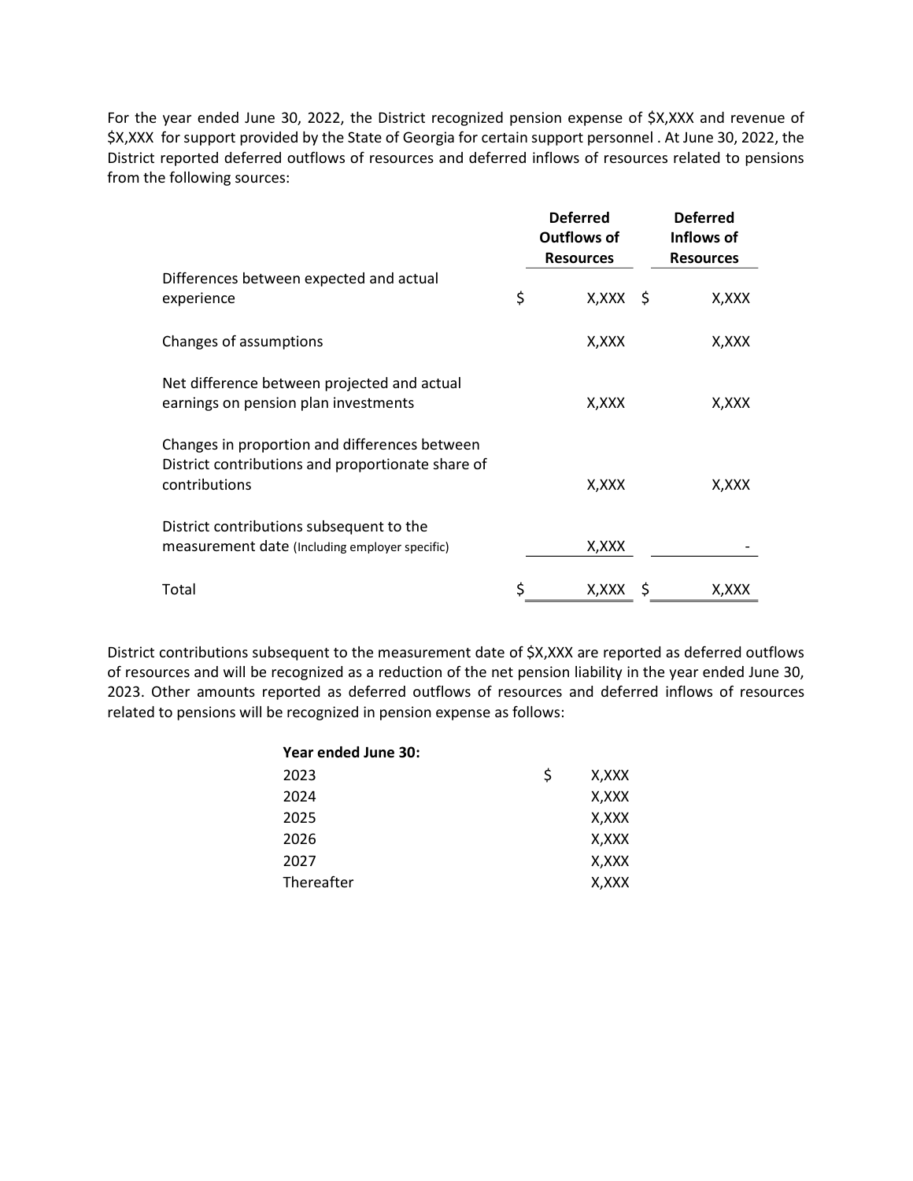For the year ended June 30, 2022, the District recognized pension expense of $X,XXX and revenue of $X,XXX for support provided by the State of Georgia for certain support personnel . At June 30, 2022, the District reported deferred outflows of resources and deferred inflows of resources related to pensions from the following sources:

| | Deferred Outflows of Resources | Deferred Inflows of Resources |
|---|---|---|
| Differences between expected and actual experience | $ X,XXX | $ X,XXX |
| Changes of assumptions | X,XXX | X,XXX |
| Net difference between projected and actual earnings on pension plan investments | X,XXX | X,XXX |
| Changes in proportion and differences between District contributions and proportionate share of contributions | X,XXX | X,XXX |
| District contributions subsequent to the measurement date (Including employer specific) | X,XXX | - |
| Total | $ X,XXX | $ X,XXX |

District contributions subsequent to the measurement date of $X,XXX are reported as deferred outflows of resources and will be recognized as a reduction of the net pension liability in the year ended June 30, 2023. Other amounts reported as deferred outflows of resources and deferred inflows of resources related to pensions will be recognized in pension expense as follows:

| **Year ended June 30:** | |
|---|---|
| 2023 | $ X,XXX |
| 2024 | X,XXX |
| 2025 | X,XXX |
| 2026 | X,XXX |
| 2027 | X,XXX |
| Thereafter | X,XXX |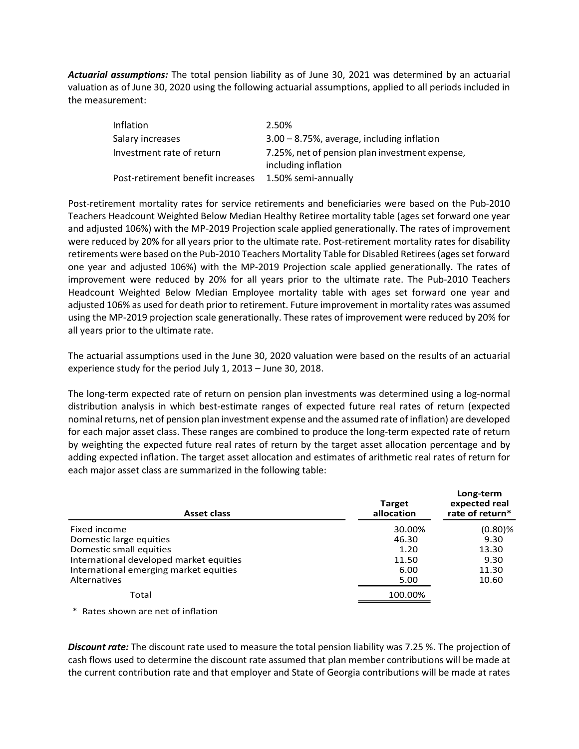***Actuarial assumptions:*** The total pension liability as of June 30, 2021 was determined by an actuarial valuation as of June 30, 2020 using the following actuarial assumptions, applied to all periods included in the measurement:

| | |
|---|---|
| Inflation | 2.50% |
| Salary increases | 3.00 – 8.75%, average, including inflation |
| Investment rate of return | 7.25%, net of pension plan investment expense, including inflation |
| Post-retirement benefit increases | 1.50% semi-annually |

Post-retirement mortality rates for service retirements and beneficiaries were based on the Pub-2010 Teachers Headcount Weighted Below Median Healthy Retiree mortality table (ages set forward one year and adjusted 106%) with the MP-2019 Projection scale applied generationally. The rates of improvement were reduced by 20% for all years prior to the ultimate rate. Post-retirement mortality rates for disability retirements were based on the Pub-2010 Teachers Mortality Table for Disabled Retirees (ages set forward one year and adjusted 106%) with the MP-2019 Projection scale applied generationally. The rates of improvement were reduced by 20% for all years prior to the ultimate rate. The Pub-2010 Teachers Headcount Weighted Below Median Employee mortality table with ages set forward one year and adjusted 106% as used for death prior to retirement. Future improvement in mortality rates was assumed using the MP-2019 projection scale generationally. These rates of improvement were reduced by 20% for all years prior to the ultimate rate.

The actuarial assumptions used in the June 30, 2020 valuation were based on the results of an actuarial experience study for the period July 1, 2013 – June 30, 2018.

The long-term expected rate of return on pension plan investments was determined using a log-normal distribution analysis in which best-estimate ranges of expected future real rates of return (expected nominal returns, net of pension plan investment expense and the assumed rate of inflation) are developed for each major asset class. These ranges are combined to produce the long-term expected rate of return by weighting the expected future real rates of return by the target asset allocation percentage and by adding expected inflation. The target asset allocation and estimates of arithmetic real rates of return for each major asset class are summarized in the following table:

| Asset class | Target allocation | Long-term expected real rate of return* |
|---|---|---|
| Fixed income | 30.00% | (0.80)% |
| Domestic large equities | 46.30 | 9.30 |
| Domestic small equities | 1.20 | 13.30 |
| International developed market equities | 11.50 | 9.30 |
| International emerging market equities | 6.00 | 11.30 |
| Alternatives | 5.00 | 10.60 |
| Total | 100.00% | |

\* Rates shown are net of inflation

***Discount rate:*** The discount rate used to measure the total pension liability was 7.25 %. The projection of cash flows used to determine the discount rate assumed that plan member contributions will be made at the current contribution rate and that employer and State of Georgia contributions will be made at rates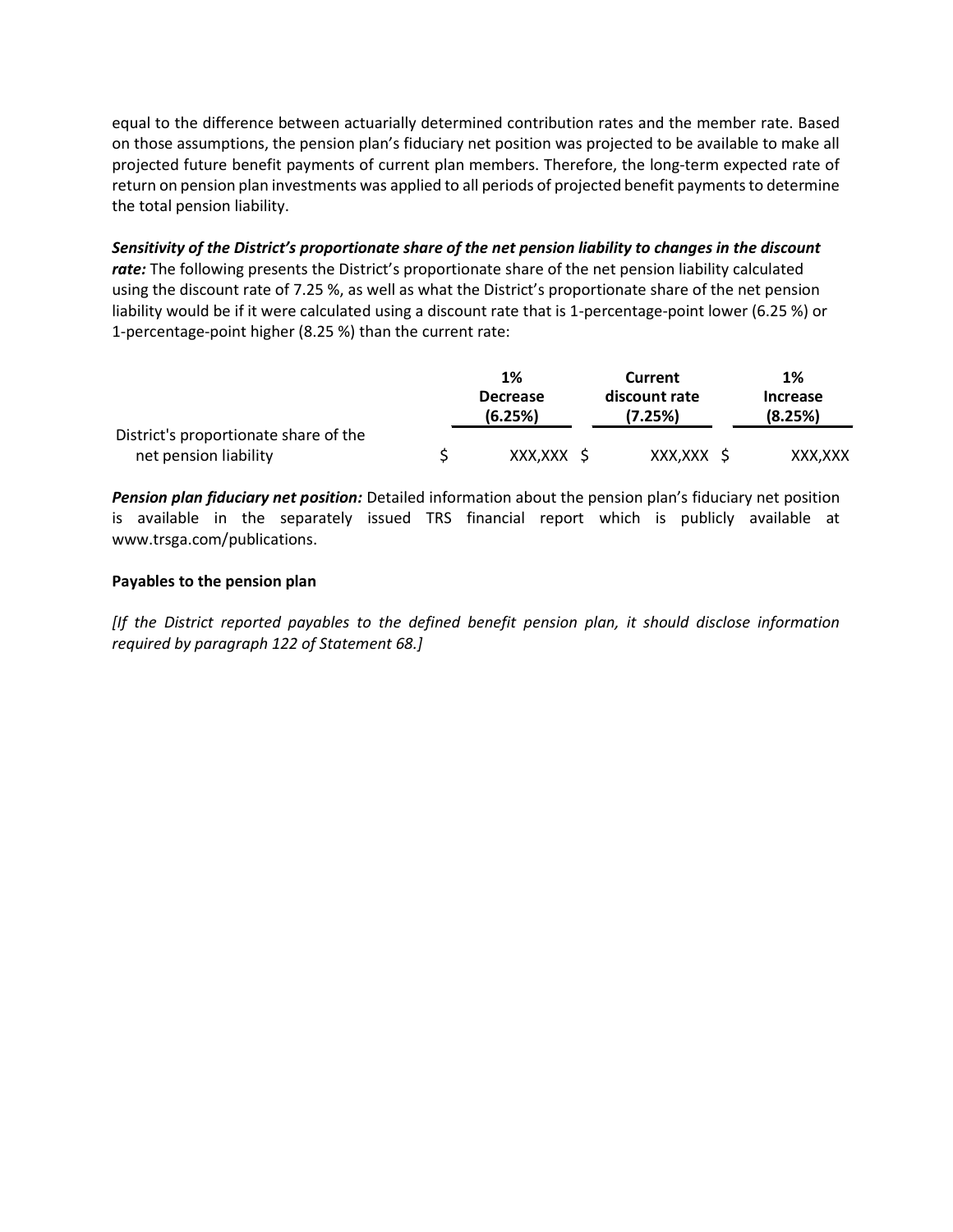equal to the difference between actuarially determined contribution rates and the member rate. Based on those assumptions, the pension plan's fiduciary net position was projected to be available to make all projected future benefit payments of current plan members. Therefore, the long-term expected rate of return on pension plan investments was applied to all periods of projected benefit payments to determine the total pension liability.

***Sensitivity of the District's proportionate share of the net pension liability to changes in the discount rate:*** The following presents the District's proportionate share of the net pension liability calculated using the discount rate of 7.25 %, as well as what the District's proportionate share of the net pension liability would be if it were calculated using a discount rate that is 1-percentage-point lower (6.25 %) or 1-percentage-point higher (8.25 %) than the current rate:

| | 1% Decrease (6.25%) | Current discount rate (7.25%) | 1% Increase (8.25%) |
|---|---|---|---|
| District's proportionate share of the net pension liability | $ XXX,XXX | $ XXX,XXX | $ XXX,XXX |

***Pension plan fiduciary net position:*** Detailed information about the pension plan's fiduciary net position is available in the separately issued TRS financial report which is publicly available at www.trsga.com/publications.

**Payables to the pension plan**

*[If the District reported payables to the defined benefit pension plan, it should disclose information required by paragraph 122 of Statement 68.]*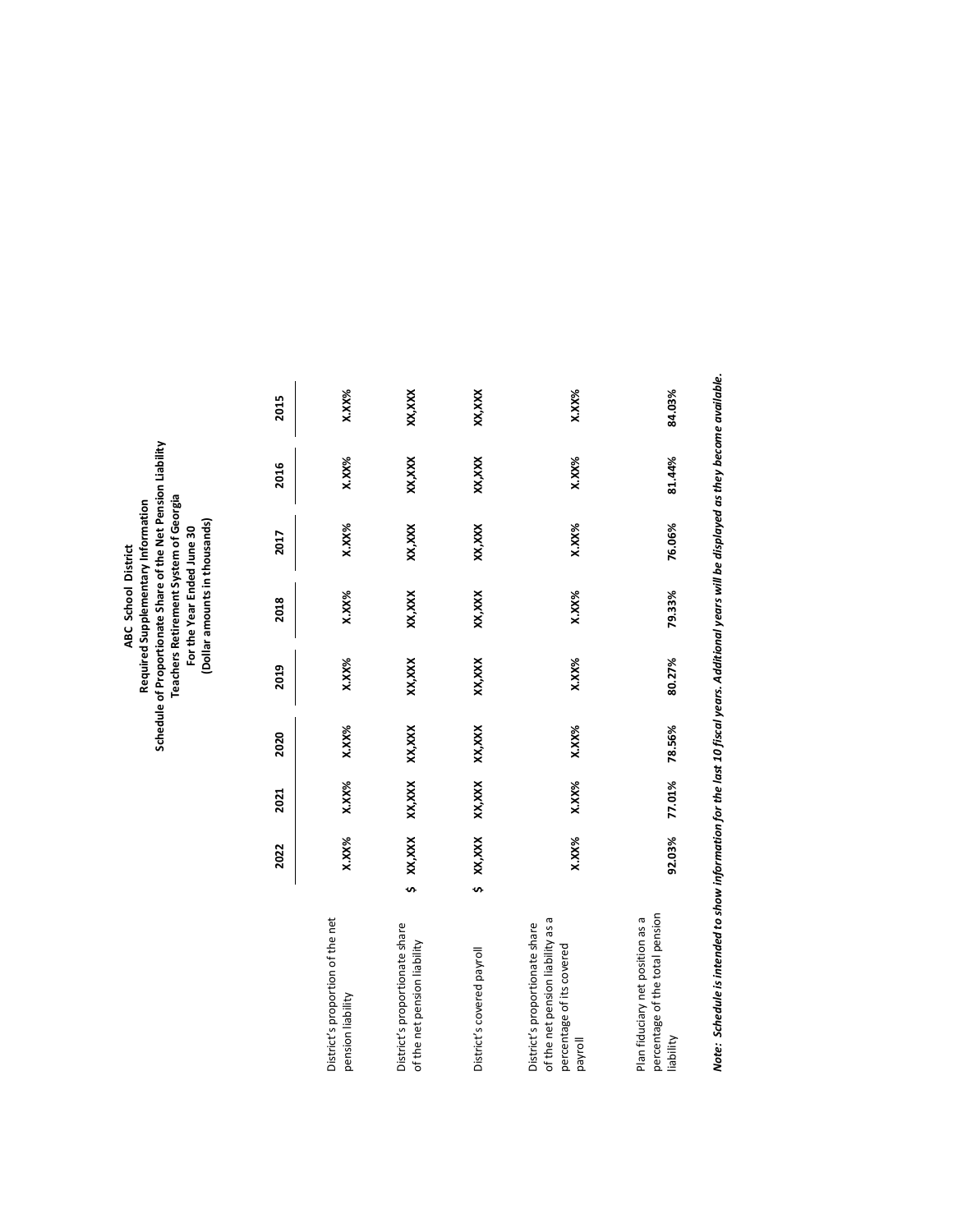**ABC School District**
**Required Supplementary Information**
**Schedule of Proportionate Share of the Net Pension Liability**
**Teachers Retirement System of Georgia**
**For the Year Ended June 30**
**(Dollar amounts in thousands)**

| | 2022 | 2021 | 2020 | 2019 | 2018 | 2017 | 2016 | 2015 |
|---|---|---|---|---|---|---|---|---|
| District's proportion of the net pension liability | X.XX% | X.XX% | X.XX% | X.XX% | X.XX% | X.XX% | X.XX% | X.XX% |
| District's proportionate share of the net pension liability | $ XX,XXX | XX,XXX | XX,XXX | XX,XXX | XX,XXX | XX,XXX | XX,XXX | XX,XXX |
| District's covered payroll | $ XX,XXX | XX,XXX | XX,XXX | XX,XXX | XX,XXX | XX,XXX | XX,XXX | XX,XXX |
| District's proportionate share of the net pension liability as a percentage of its covered payroll | X.XX% | X.XX% | X.XX% | X.XX% | X.XX% | X.XX% | X.XX% | X.XX% |
| Plan fiduciary net position as a percentage of the total pension liability | 92.03% | 77.01% | 78.56% | 80.27% | 79.33% | 76.06% | 81.44% | 84.03% |

***Note: Schedule is intended to show information for the last 10 fiscal years. Additional years will be displayed as they become available.***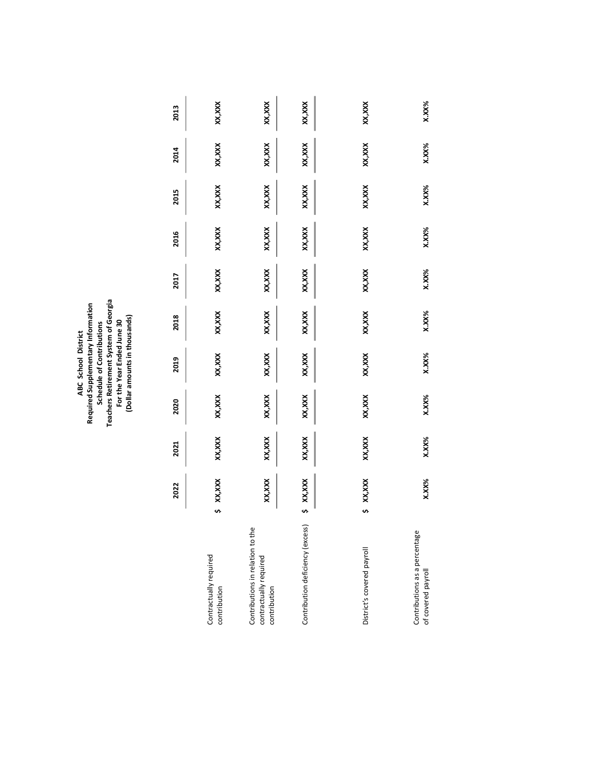**ABC School District**
**Required Supplementary Information**
**Schedule of Contributions**
**Teachers Retirement System of Georgia**
**For the Year Ended June 30**
**(Dollar amounts in thousands)**

| | 2022 | 2021 | 2020 | 2019 | 2018 | 2017 | 2016 | 2015 | 2014 | 2013 |
|---|---|---|---|---|---|---|---|---|---|---|
| Contractually required contribution | $ XX,XXX | XX,XXX | XX,XXX | XX,XXX | XX,XXX | XX,XXX | XX,XXX | XX,XXX | XX,XXX | XX,XXX |
| Contributions in relation to the contractually required contribution | XX,XXX | XX,XXX | XX,XXX | XX,XXX | XX,XXX | XX,XXX | XX,XXX | XX,XXX | XX,XXX | XX,XXX |
| Contribution deficiency (excess) | $ XX,XXX | XX,XXX | XX,XXX | XX,XXX | XX,XXX | XX,XXX | XX,XXX | XX,XXX | XX,XXX | XX,XXX |
| District's covered payroll | $ XX,XXX | XX,XXX | XX,XXX | XX,XXX | XX,XXX | XX,XXX | XX,XXX | XX,XXX | XX,XXX | XX,XXX |
| Contributions as a percentage of covered payroll | X.XX% | X.XX% | X.XX% | X.XX% | X.XX% | X.XX% | X.XX% | X.XX% | X.XX% | X.XX% |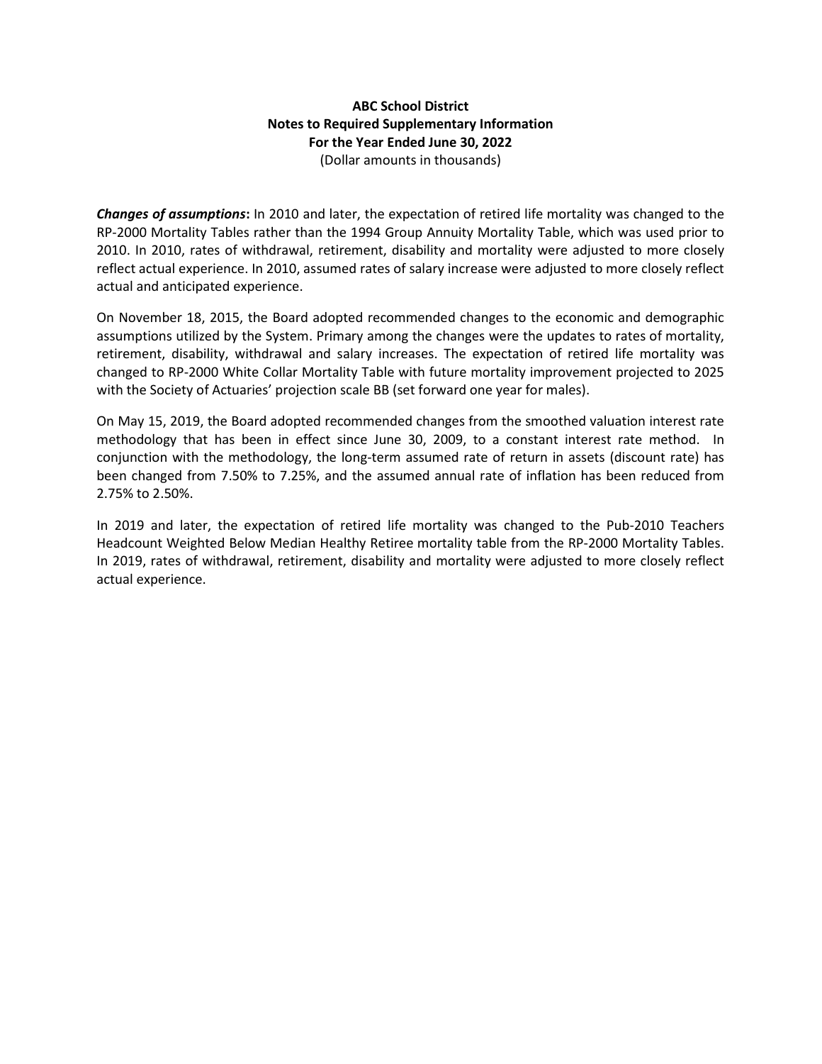**ABC School District**
**Notes to Required Supplementary Information**
**For the Year Ended June 30, 2022**
(Dollar amounts in thousands)

***Changes of assumptions*:** In 2010 and later, the expectation of retired life mortality was changed to the RP-2000 Mortality Tables rather than the 1994 Group Annuity Mortality Table, which was used prior to 2010. In 2010, rates of withdrawal, retirement, disability and mortality were adjusted to more closely reflect actual experience. In 2010, assumed rates of salary increase were adjusted to more closely reflect actual and anticipated experience.

On November 18, 2015, the Board adopted recommended changes to the economic and demographic assumptions utilized by the System. Primary among the changes were the updates to rates of mortality, retirement, disability, withdrawal and salary increases. The expectation of retired life mortality was changed to RP-2000 White Collar Mortality Table with future mortality improvement projected to 2025 with the Society of Actuaries' projection scale BB (set forward one year for males).

On May 15, 2019, the Board adopted recommended changes from the smoothed valuation interest rate methodology that has been in effect since June 30, 2009, to a constant interest rate method. In conjunction with the methodology, the long-term assumed rate of return in assets (discount rate) has been changed from 7.50% to 7.25%, and the assumed annual rate of inflation has been reduced from 2.75% to 2.50%.

In 2019 and later, the expectation of retired life mortality was changed to the Pub-2010 Teachers Headcount Weighted Below Median Healthy Retiree mortality table from the RP-2000 Mortality Tables. In 2019, rates of withdrawal, retirement, disability and mortality were adjusted to more closely reflect actual experience.